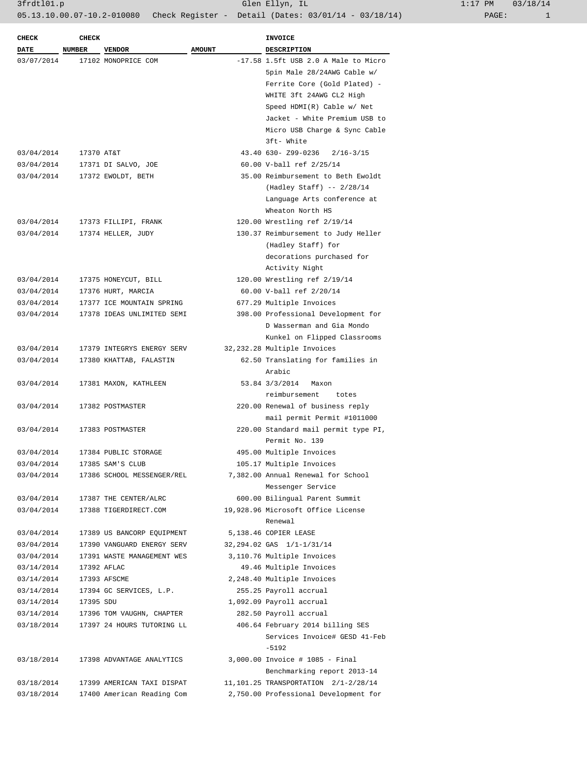3frdtl01.p Glen Ellyn, IL 1:17 PM 03/18/14

05.13.10.00.07-10.2-010080 Check Register - Detail (Dates: 03/01/14 - 03/18/14)

| CHECK DATE | CHECK NUMBER | VENDOR | AMOUNT | INVOICE DESCRIPTION |
|---|---|---|---|---|
| 03/07/2014 | 17102 | MONOPRICE COM | -17.58 | 1.5ft USB 2.0 A Male to Micro 5pin Male 28/24AWG Cable w/ Ferrite Core (Gold Plated) - WHITE 3ft 24AWG CL2 High Speed HDMI(R) Cable w/ Net Jacket - White Premium USB to Micro USB Charge & Sync Cable 3ft- White |
| 03/04/2014 | 17370 | AT&T | 43.40 | 630- Z99-0236 2/16-3/15 |
| 03/04/2014 | 17371 | DI SALVO, JOE | 60.00 | V-ball ref 2/25/14 |
| 03/04/2014 | 17372 | EWOLDT, BETH | 35.00 | Reimbursement to Beth Ewoldt (Hadley Staff) -- 2/28/14 Language Arts conference at Wheaton North HS |
| 03/04/2014 | 17373 | FILLIPI, FRANK | 120.00 | Wrestling ref 2/19/14 |
| 03/04/2014 | 17374 | HELLER, JUDY | 130.37 | Reimbursement to Judy Heller (Hadley Staff) for decorations purchased for Activity Night |
| 03/04/2014 | 17375 | HONEYCUT, BILL | 120.00 | Wrestling ref 2/19/14 |
| 03/04/2014 | 17376 | HURT, MARCIA | 60.00 | V-ball ref 2/20/14 |
| 03/04/2014 | 17377 | ICE MOUNTAIN SPRING | 677.29 | Multiple Invoices |
| 03/04/2014 | 17378 | IDEAS UNLIMITED SEMI | 398.00 | Professional Development for D Wasserman and Gia Mondo Kunkel on Flipped Classrooms |
| 03/04/2014 | 17379 | INTEGRYS ENERGY SERV | 32,232.28 | Multiple Invoices |
| 03/04/2014 | 17380 | KHATTAB, FALASTIN | 62.50 | Translating for families in Arabic |
| 03/04/2014 | 17381 | MAXON, KATHLEEN | 53.84 | 3/3/2014 Maxon reimbursement totes |
| 03/04/2014 | 17382 | POSTMASTER | 220.00 | Renewal of business reply mail permit Permit #1011000 |
| 03/04/2014 | 17383 | POSTMASTER | 220.00 | Standard mail permit type PI, Permit No. 139 |
| 03/04/2014 | 17384 | PUBLIC STORAGE | 495.00 | Multiple Invoices |
| 03/04/2014 | 17385 | SAM'S CLUB | 105.17 | Multiple Invoices |
| 03/04/2014 | 17386 | SCHOOL MESSENGER/REL | 7,382.00 | Annual Renewal for School Messenger Service |
| 03/04/2014 | 17387 | THE CENTER/ALRC | 600.00 | Bilingual Parent Summit |
| 03/04/2014 | 17388 | TIGERDIRECT.COM | 19,928.96 | Microsoft Office License Renewal |
| 03/04/2014 | 17389 | US BANCORP EQUIPMENT | 5,138.46 | COPIER LEASE |
| 03/04/2014 | 17390 | VANGUARD ENERGY SERV | 32,294.02 | GAS 1/1-1/31/14 |
| 03/04/2014 | 17391 | WASTE MANAGEMENT WES | 3,110.76 | Multiple Invoices |
| 03/14/2014 | 17392 | AFLAC | 49.46 | Multiple Invoices |
| 03/14/2014 | 17393 | AFSCME | 2,248.40 | Multiple Invoices |
| 03/14/2014 | 17394 | GC SERVICES, L.P. | 255.25 | Payroll accrual |
| 03/14/2014 | 17395 | SDU | 1,092.09 | Payroll accrual |
| 03/14/2014 | 17396 | TOM VAUGHN, CHAPTER | 282.50 | Payroll accrual |
| 03/18/2014 | 17397 | 24 HOURS TUTORING LL | 406.64 | February 2014 billing SES Services Invoice# GESD 41-Feb -5192 |
| 03/18/2014 | 17398 | ADVANTAGE ANALYTICS | 3,000.00 | Invoice # 1085 - Final Benchmarking report 2013-14 |
| 03/18/2014 | 17399 | AMERICAN TAXI DISPAT | 11,101.25 | TRANSPORTATION 2/1-2/28/14 |
| 03/18/2014 | 17400 | American Reading Com | 2,750.00 | Professional Development for |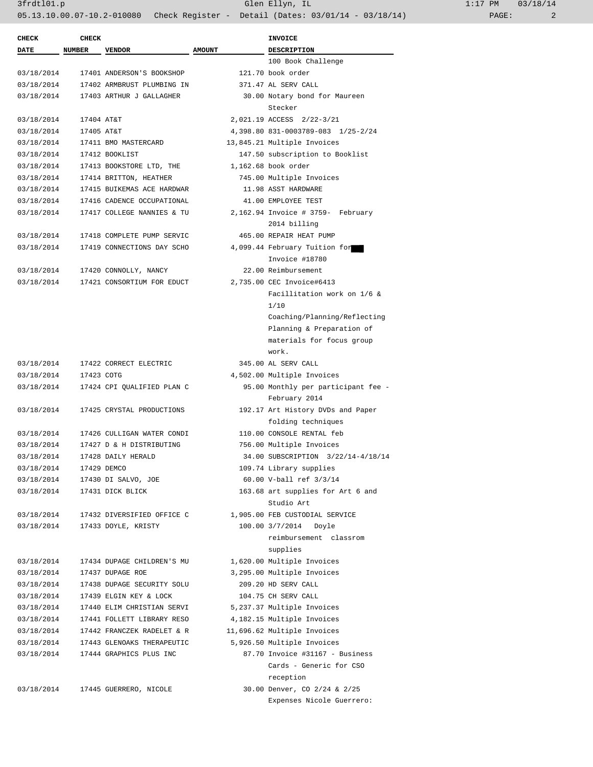| CHECK DATE | CHECK NUMBER | VENDOR | AMOUNT | INVOICE DESCRIPTION |
|---|---|---|---|---|
| | | | | 100 Book Challenge |
| 03/18/2014 | 17401 | ANDERSON'S BOOKSHOP | 121.70 | book order |
| 03/18/2014 | 17402 | ARMBRUST PLUMBING IN | 371.47 | AL SERV CALL |
| 03/18/2014 | 17403 | ARTHUR J GALLAGHER | 30.00 | Notary bond for Maureen Stecker |
| 03/18/2014 | 17404 | AT&T | 2,021.19 | ACCESS 2/22-3/21 |
| 03/18/2014 | 17405 | AT&T | 4,398.80 | 831-0003789-083 1/25-2/24 |
| 03/18/2014 | 17411 | BMO MASTERCARD | 13,845.21 | Multiple Invoices |
| 03/18/2014 | 17412 | BOOKLIST | 147.50 | subscription to Booklist |
| 03/18/2014 | 17413 | BOOKSTORE LTD, THE | 1,162.68 | book order |
| 03/18/2014 | 17414 | BRITTON, HEATHER | 745.00 | Multiple Invoices |
| 03/18/2014 | 17415 | BUIKEMAS ACE HARDWAR | 11.98 | ASST HARDWARE |
| 03/18/2014 | 17416 | CADENCE OCCUPATIONAL | 41.00 | EMPLOYEE TEST |
| 03/18/2014 | 17417 | COLLEGE NANNIES & TU | 2,162.94 | Invoice # 3759- February 2014 billing |
| 03/18/2014 | 17418 | COMPLETE PUMP SERVIC | 465.00 | REPAIR HEAT PUMP |
| 03/18/2014 | 17419 | CONNECTIONS DAY SCHO | 4,099.44 | February Tuition for ███ Invoice #18780 |
| 03/18/2014 | 17420 | CONNOLLY, NANCY | 22.00 | Reimbursement |
| 03/18/2014 | 17421 | CONSORTIUM FOR EDUCT | 2,735.00 | CEC Invoice#6413 Facillitation work on 1/6 & 1/10 Coaching/Planning/Reflecting Planning & Preparation of materials for focus group work. |
| 03/18/2014 | 17422 | CORRECT ELECTRIC | 345.00 | AL SERV CALL |
| 03/18/2014 | 17423 | COTG | 4,502.00 | Multiple Invoices |
| 03/18/2014 | 17424 | CPI QUALIFIED PLAN C | 95.00 | Monthly per participant fee - February 2014 |
| 03/18/2014 | 17425 | CRYSTAL PRODUCTIONS | 192.17 | Art History DVDs and Paper folding techniques |
| 03/18/2014 | 17426 | CULLIGAN WATER CONDI | 110.00 | CONSOLE RENTAL feb |
| 03/18/2014 | 17427 | D & H DISTRIBUTING | 756.00 | Multiple Invoices |
| 03/18/2014 | 17428 | DAILY HERALD | 34.00 | SUBSCRIPTION 3/22/14-4/18/14 |
| 03/18/2014 | 17429 | DEMCO | 109.74 | Library supplies |
| 03/18/2014 | 17430 | DI SALVO, JOE | 60.00 | V-ball ref 3/3/14 |
| 03/18/2014 | 17431 | DICK BLICK | 163.68 | art supplies for Art 6 and Studio Art |
| 03/18/2014 | 17432 | DIVERSIFIED OFFICE C | 1,905.00 | FEB CUSTODIAL SERVICE |
| 03/18/2014 | 17433 | DOYLE, KRISTY | 100.00 | 3/7/2014 Doyle reimbursement classrom supplies |
| 03/18/2014 | 17434 | DUPAGE CHILDREN'S MU | 1,620.00 | Multiple Invoices |
| 03/18/2014 | 17437 | DUPAGE ROE | 3,295.00 | Multiple Invoices |
| 03/18/2014 | 17438 | DUPAGE SECURITY SOLU | 209.20 | HD SERV CALL |
| 03/18/2014 | 17439 | ELGIN KEY & LOCK | 104.75 | CH SERV CALL |
| 03/18/2014 | 17440 | ELIM CHRISTIAN SERVI | 5,237.37 | Multiple Invoices |
| 03/18/2014 | 17441 | FOLLETT LIBRARY RESO | 4,182.15 | Multiple Invoices |
| 03/18/2014 | 17442 | FRANCZEK RADELET & R | 11,696.62 | Multiple Invoices |
| 03/18/2014 | 17443 | GLENOAKS THERAPEUTIC | 5,926.50 | Multiple Invoices |
| 03/18/2014 | 17444 | GRAPHICS PLUS INC | 87.70 | Invoice #31167 - Business Cards - Generic for CSO reception |
| 03/18/2014 | 17445 | GUERRERO, NICOLE | 30.00 | Denver, CO 2/24 & 2/25 Expenses Nicole Guerrero: |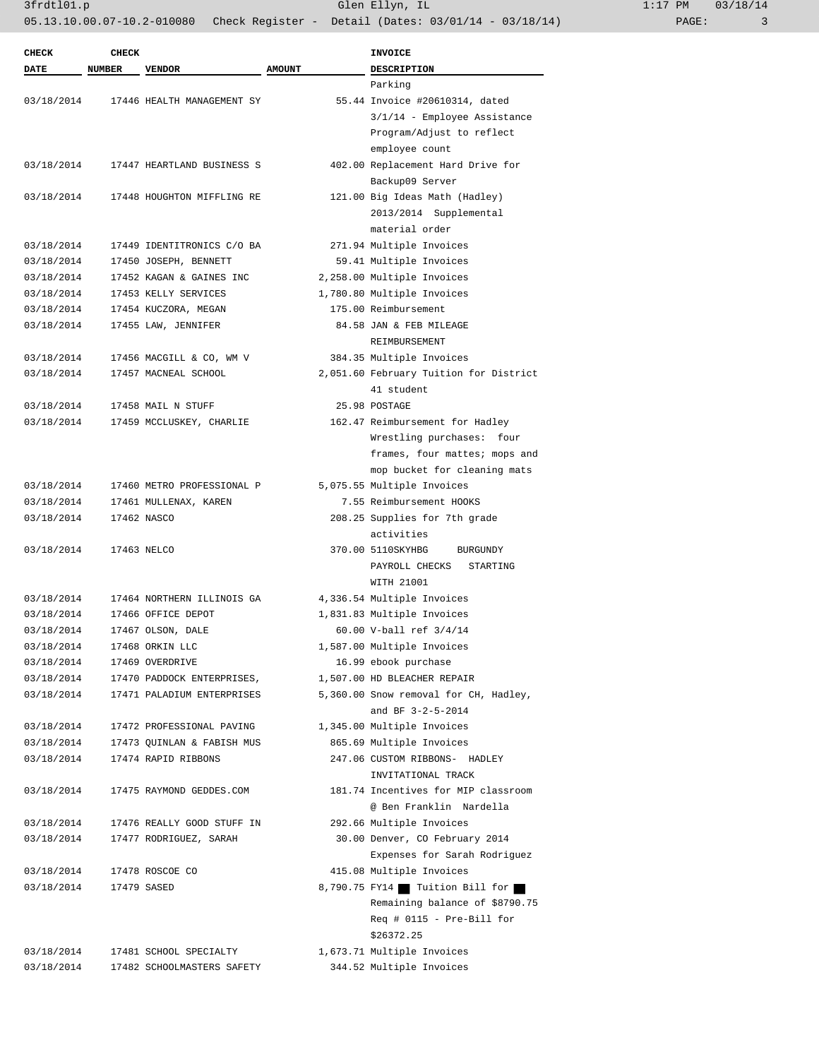| CHECK DATE | CHECK NUMBER | VENDOR | AMOUNT | INVOICE DESCRIPTION |
|---|---|---|---|---|
| | | | | Parking |
| 03/18/2014 | 17446 | HEALTH MANAGEMENT SY | 55.44 | Invoice #20610314, dated 3/1/14 - Employee Assistance Program/Adjust to reflect employee count |
| 03/18/2014 | 17447 | HEARTLAND BUSINESS S | 402.00 | Replacement Hard Drive for Backup09 Server |
| 03/18/2014 | 17448 | HOUGHTON MIFFLING RE | 121.00 | Big Ideas Math (Hadley) 2013/2014 Supplemental material order |
| 03/18/2014 | 17449 | IDENTITRONICS C/O BA | 271.94 | Multiple Invoices |
| 03/18/2014 | 17450 | JOSEPH, BENNETT | 59.41 | Multiple Invoices |
| 03/18/2014 | 17452 | KAGAN & GAINES INC | 2,258.00 | Multiple Invoices |
| 03/18/2014 | 17453 | KELLY SERVICES | 1,780.80 | Multiple Invoices |
| 03/18/2014 | 17454 | KUCZORA, MEGAN | 175.00 | Reimbursement |
| 03/18/2014 | 17455 | LAW, JENNIFER | 84.58 | JAN & FEB MILEAGE REIMBURSEMENT |
| 03/18/2014 | 17456 | MACGILL & CO, WM V | 384.35 | Multiple Invoices |
| 03/18/2014 | 17457 | MACNEAL SCHOOL | 2,051.60 | February Tuition for District 41 student |
| 03/18/2014 | 17458 | MAIL N STUFF | 25.98 | POSTAGE |
| 03/18/2014 | 17459 | MCCLUSKEY, CHARLIE | 162.47 | Reimbursement for Hadley Wrestling purchases: four frames, four mattes; mops and mop bucket for cleaning mats |
| 03/18/2014 | 17460 | METRO PROFESSIONAL P | 5,075.55 | Multiple Invoices |
| 03/18/2014 | 17461 | MULLENAX, KAREN | 7.55 | Reimbursement HOOKS |
| 03/18/2014 | 17462 | NASCO | 208.25 | Supplies for 7th grade activities |
| 03/18/2014 | 17463 | NELCO | 370.00 | 5110SKYHBG BURGUNDY PAYROLL CHECKS STARTING WITH 21001 |
| 03/18/2014 | 17464 | NORTHERN ILLINOIS GA | 4,336.54 | Multiple Invoices |
| 03/18/2014 | 17466 | OFFICE DEPOT | 1,831.83 | Multiple Invoices |
| 03/18/2014 | 17467 | OLSON, DALE | 60.00 | V-ball ref 3/4/14 |
| 03/18/2014 | 17468 | ORKIN LLC | 1,587.00 | Multiple Invoices |
| 03/18/2014 | 17469 | OVERDRIVE | 16.99 | ebook purchase |
| 03/18/2014 | 17470 | PADDOCK ENTERPRISES, | 1,507.00 | HD BLEACHER REPAIR |
| 03/18/2014 | 17471 | PALADIUM ENTERPRISES | 5,360.00 | Snow removal for CH, Hadley, and BF 3-2-5-2014 |
| 03/18/2014 | 17472 | PROFESSIONAL PAVING | 1,345.00 | Multiple Invoices |
| 03/18/2014 | 17473 | QUINLAN & FABISH MUS | 865.69 | Multiple Invoices |
| 03/18/2014 | 17474 | RAPID RIBBONS | 247.06 | CUSTOM RIBBONS- HADLEY INVITATIONAL TRACK |
| 03/18/2014 | 17475 | RAYMOND GEDDES.COM | 181.74 | Incentives for MIP classroom @ Ben Franklin Nardella |
| 03/18/2014 | 17476 | REALLY GOOD STUFF IN | 292.66 | Multiple Invoices |
| 03/18/2014 | 17477 | RODRIGUEZ, SARAH | 30.00 | Denver, CO February 2014 Expenses for Sarah Rodriguez |
| 03/18/2014 | 17478 | ROSCOE CO | 415.08 | Multiple Invoices |
| 03/18/2014 | 17479 | SASED | 8,790.75 | FY14 ■ Tuition Bill for ■ Remaining balance of $8790.75 Req # 0115 - Pre-Bill for $26372.25 |
| 03/18/2014 | 17481 | SCHOOL SPECIALTY | 1,673.71 | Multiple Invoices |
| 03/18/2014 | 17482 | SCHOOLMASTERS SAFETY | 344.52 | Multiple Invoices |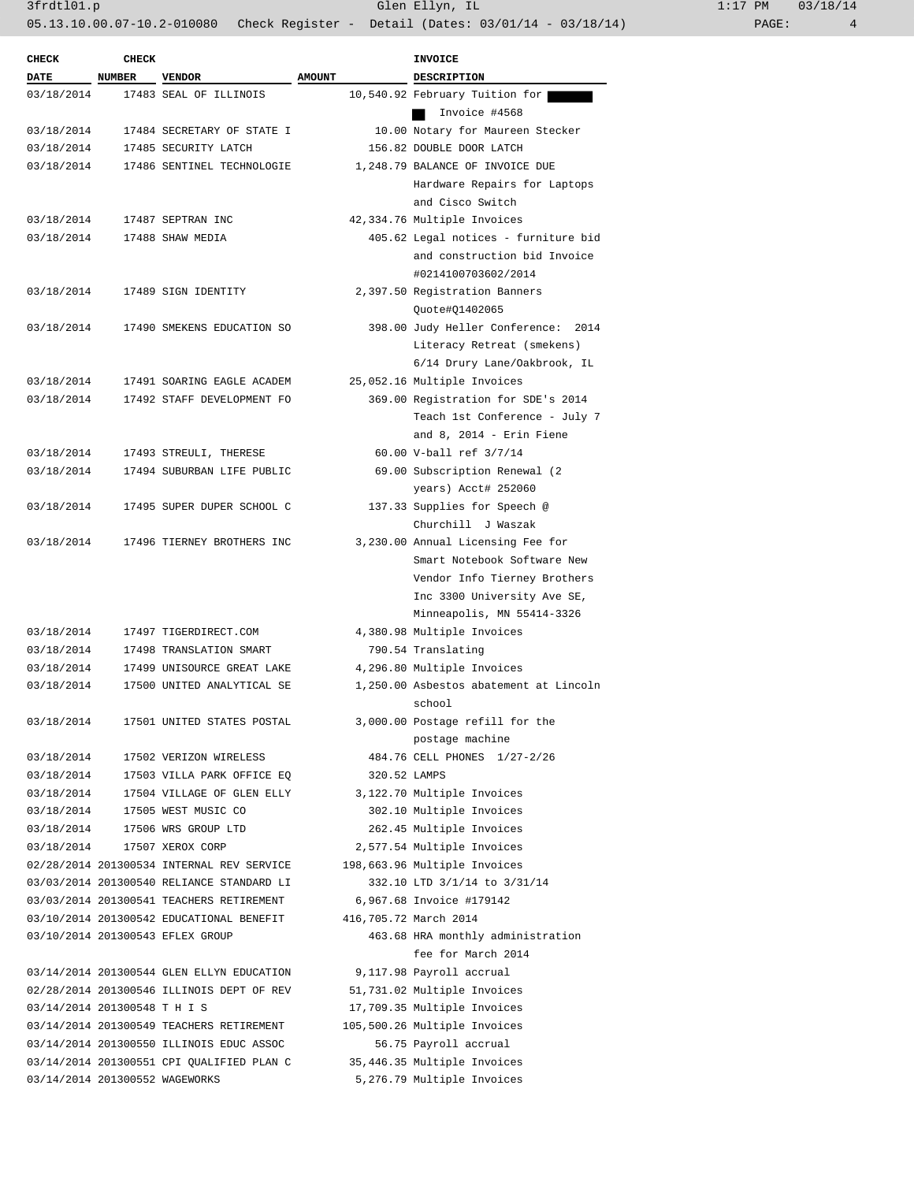| CHECK DATE | CHECK NUMBER | VENDOR | AMOUNT | INVOICE DESCRIPTION |
|---|---|---|---|---|
| 03/18/2014 | 17483 | SEAL OF ILLINOIS | 10,540.92 | February Tuition for ███ █ Invoice #4568 |
| 03/18/2014 | 17484 | SECRETARY OF STATE I | 10.00 | Notary for Maureen Stecker |
| 03/18/2014 | 17485 | SECURITY LATCH | 156.82 | DOUBLE DOOR LATCH |
| 03/18/2014 | 17486 | SENTINEL TECHNOLOGIE | 1,248.79 | BALANCE OF INVOICE DUE Hardware Repairs for Laptops and Cisco Switch |
| 03/18/2014 | 17487 | SEPTRAN INC | 42,334.76 | Multiple Invoices |
| 03/18/2014 | 17488 | SHAW MEDIA | 405.62 | Legal notices - furniture bid and construction bid Invoice #0214100703602/2014 |
| 03/18/2014 | 17489 | SIGN IDENTITY | 2,397.50 | Registration Banners Quote#Q1402065 |
| 03/18/2014 | 17490 | SMEKENS EDUCATION SO | 398.00 | Judy Heller Conference: 2014 Literacy Retreat (smekens) 6/14 Drury Lane/Oakbrook, IL |
| 03/18/2014 | 17491 | SOARING EAGLE ACADEM | 25,052.16 | Multiple Invoices |
| 03/18/2014 | 17492 | STAFF DEVELOPMENT FO | 369.00 | Registration for SDE's 2014 Teach 1st Conference - July 7 and 8, 2014 - Erin Fiene |
| 03/18/2014 | 17493 | STREULI, THERESE | 60.00 | V-ball ref 3/7/14 |
| 03/18/2014 | 17494 | SUBURBAN LIFE PUBLIC | 69.00 | Subscription Renewal (2 years) Acct# 252060 |
| 03/18/2014 | 17495 | SUPER DUPER SCHOOL C | 137.33 | Supplies for Speech @ Churchill J Waszak |
| 03/18/2014 | 17496 | TIERNEY BROTHERS INC | 3,230.00 | Annual Licensing Fee for Smart Notebook Software New Vendor Info Tierney Brothers Inc 3300 University Ave SE, Minneapolis, MN 55414-3326 |
| 03/18/2014 | 17497 | TIGERDIRECT.COM | 4,380.98 | Multiple Invoices |
| 03/18/2014 | 17498 | TRANSLATION SMART | 790.54 | Translating |
| 03/18/2014 | 17499 | UNISOURCE GREAT LAKE | 4,296.80 | Multiple Invoices |
| 03/18/2014 | 17500 | UNITED ANALYTICAL SE | 1,250.00 | Asbestos abatement at Lincoln school |
| 03/18/2014 | 17501 | UNITED STATES POSTAL | 3,000.00 | Postage refill for the postage machine |
| 03/18/2014 | 17502 | VERIZON WIRELESS | 484.76 | CELL PHONES 1/27-2/26 |
| 03/18/2014 | 17503 | VILLA PARK OFFICE EQ | 320.52 | LAMPS |
| 03/18/2014 | 17504 | VILLAGE OF GLEN ELLY | 3,122.70 | Multiple Invoices |
| 03/18/2014 | 17505 | WEST MUSIC CO | 302.10 | Multiple Invoices |
| 03/18/2014 | 17506 | WRS GROUP LTD | 262.45 | Multiple Invoices |
| 03/18/2014 | 17507 | XEROX CORP | 2,577.54 | Multiple Invoices |
| 02/28/2014 | 201300534 | INTERNAL REV SERVICE | 198,663.96 | Multiple Invoices |
| 03/03/2014 | 201300540 | RELIANCE STANDARD LI | 332.10 | LTD 3/1/14 to 3/31/14 |
| 03/03/2014 | 201300541 | TEACHERS RETIREMENT | 6,967.68 | Invoice #179142 |
| 03/10/2014 | 201300542 | EDUCATIONAL BENEFIT | 416,705.72 | March 2014 |
| 03/10/2014 | 201300543 | EFLEX GROUP | 463.68 | HRA monthly administration fee for March 2014 |
| 03/14/2014 | 201300544 | GLEN ELLYN EDUCATION | 9,117.98 | Payroll accrual |
| 02/28/2014 | 201300546 | ILLINOIS DEPT OF REV | 51,731.02 | Multiple Invoices |
| 03/14/2014 | 201300548 | T H I S | 17,709.35 | Multiple Invoices |
| 03/14/2014 | 201300549 | TEACHERS RETIREMENT | 105,500.26 | Multiple Invoices |
| 03/14/2014 | 201300550 | ILLINOIS EDUC ASSOC | 56.75 | Payroll accrual |
| 03/14/2014 | 201300551 | CPI QUALIFIED PLAN C | 35,446.35 | Multiple Invoices |
| 03/14/2014 | 201300552 | WAGEWORKS | 5,276.79 | Multiple Invoices |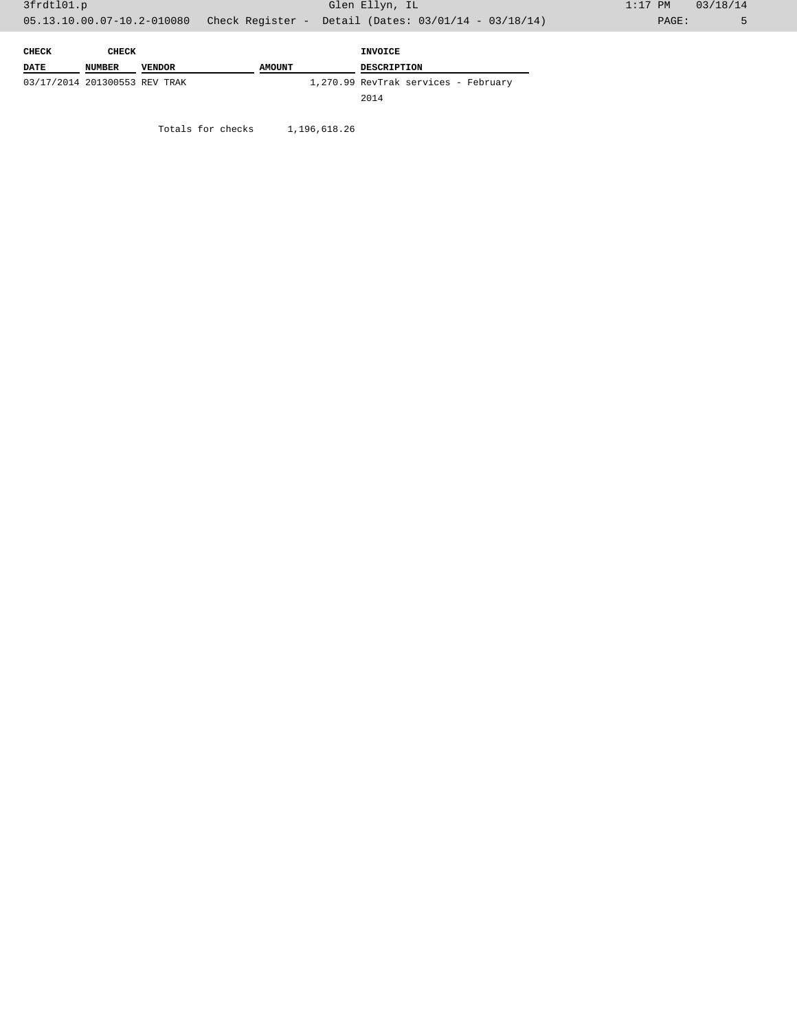| CHECK DATE | CHECK NUMBER | VENDOR | AMOUNT | INVOICE DESCRIPTION |
|---|---|---|---|---|
| 03/17/2014 | 201300553 | REV TRAK | 1,270.99 | RevTrak services - February 2014 |

Totals for checks 1,196,618.26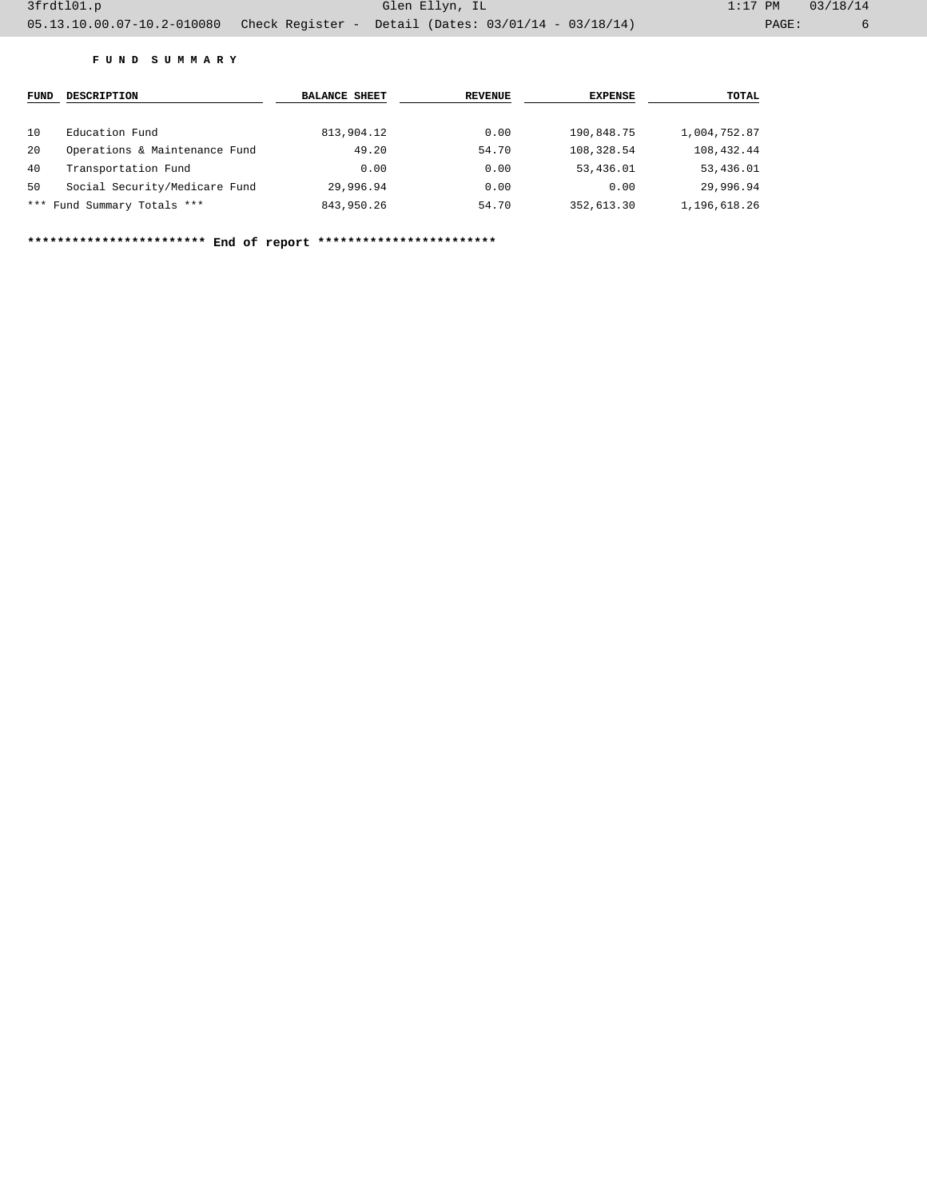**F U N D  S U M M A R Y**

| FUND | DESCRIPTION | BALANCE SHEET | REVENUE | EXPENSE | TOTAL |
|---|---|---|---|---|---|
| 10 | Education Fund | 813,904.12 | 0.00 | 190,848.75 | 1,004,752.87 |
| 20 | Operations & Maintenance Fund | 49.20 | 54.70 | 108,328.54 | 108,432.44 |
| 40 | Transportation Fund | 0.00 | 0.00 | 53,436.01 | 53,436.01 |
| 50 | Social Security/Medicare Fund | 29,996.94 | 0.00 | 0.00 | 29,996.94 |
| *** Fund Summary Totals *** | | 843,950.26 | 54.70 | 352,613.30 | 1,196,618.26 |

**************************** End of report ****************************